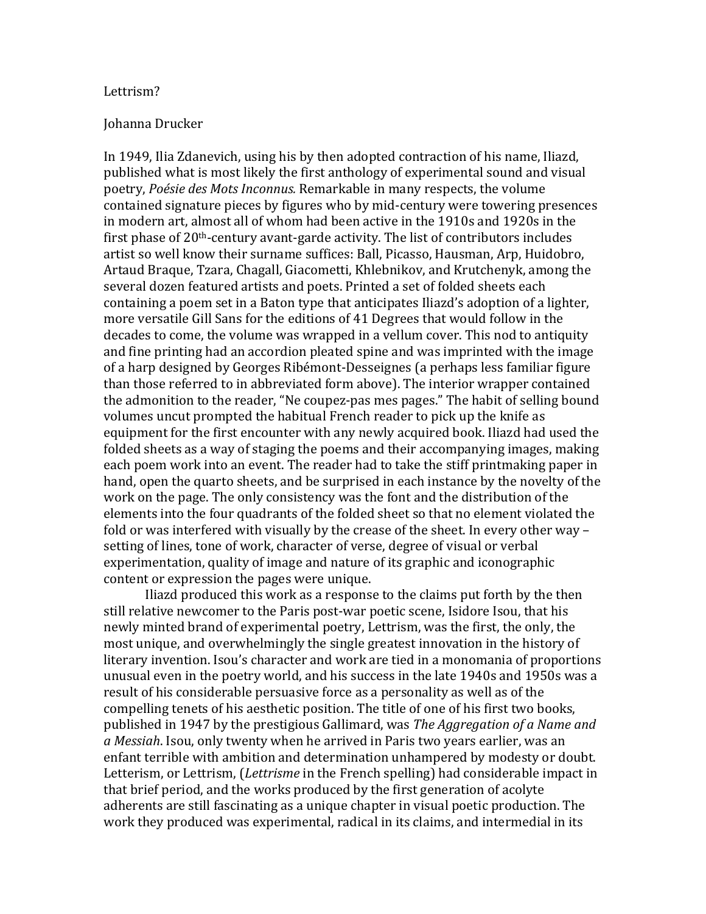# Lettrism?

Johanna Drucker

In 1949, Ilia Zdanevich, using his by then adopted contraction of his name, Iliazd, published what is most likely the first anthology of experimental sound and visual poetry, *Poésie des Mots Inconnus.* Remarkable in many respects, the volume contained signature pieces by figures who by mid-century were towering presences in modern art, almost all of whom had been active in the 1910s and 1920s in the first phase of 20th-century avant-garde activity. The list of contributors includes artist so well know their surname suffices: Ball, Picasso, Hausman, Arp, Huidobro, Artaud Braque, Tzara, Chagall, Giacometti, Khlebnikov, and Krutchenyk, among the several dozen featured artists and poets. Printed a set of folded sheets each containing a poem set in a Baton type that anticipates Iliazd's adoption of a lighter, more versatile Gill Sans for the editions of 41 Degrees that would follow in the decades to come, the volume was wrapped in a vellum cover. This nod to antiquity and fine printing had an accordion pleated spine and was imprinted with the image of a harp designed by Georges Ribémont-Desseignes (a perhaps less familiar figure than those referred to in abbreviated form above). The interior wrapper contained the admonition to the reader, "Ne coupez-pas mes pages." The habit of selling bound volumes uncut prompted the habitual French reader to pick up the knife as equipment for the first encounter with any newly acquired book. Iliazd had used the folded sheets as a way of staging the poems and their accompanying images, making each poem work into an event. The reader had to take the stiff printmaking paper in hand, open the quarto sheets, and be surprised in each instance by the novelty of the work on the page. The only consistency was the font and the distribution of the elements into the four quadrants of the folded sheet so that no element violated the fold or was interfered with visually by the crease of the sheet. In every other way – setting of lines, tone of work, character of verse, degree of visual or verbal experimentation, quality of image and nature of its graphic and iconographic content or expression the pages were unique.

Iliazd produced this work as a response to the claims put forth by the then still relative newcomer to the Paris post-war poetic scene, Isidore Isou, that his newly minted brand of experimental poetry, Lettrism, was the first, the only, the most unique, and overwhelmingly the single greatest innovation in the history of literary invention. Isou's character and work are tied in a monomania of proportions unusual even in the poetry world, and his success in the late 1940s and 1950s was a result of his considerable persuasive force as a personality as well as of the compelling tenets of his aesthetic position. The title of one of his first two books, published in 1947 by the prestigious Gallimard, was *The Aggregation of a Name and a Messiah*. Isou, only twenty when he arrived in Paris two years earlier, was an enfant terrible with ambition and determination unhampered by modesty or doubt. Letterism, or Lettrism, (*Lettrisme* in the French spelling) had considerable impact in that brief period, and the works produced by the first generation of acolyte adherents are still fascinating as a unique chapter in visual poetic production. The work they produced was experimental, radical in its claims, and intermedial in its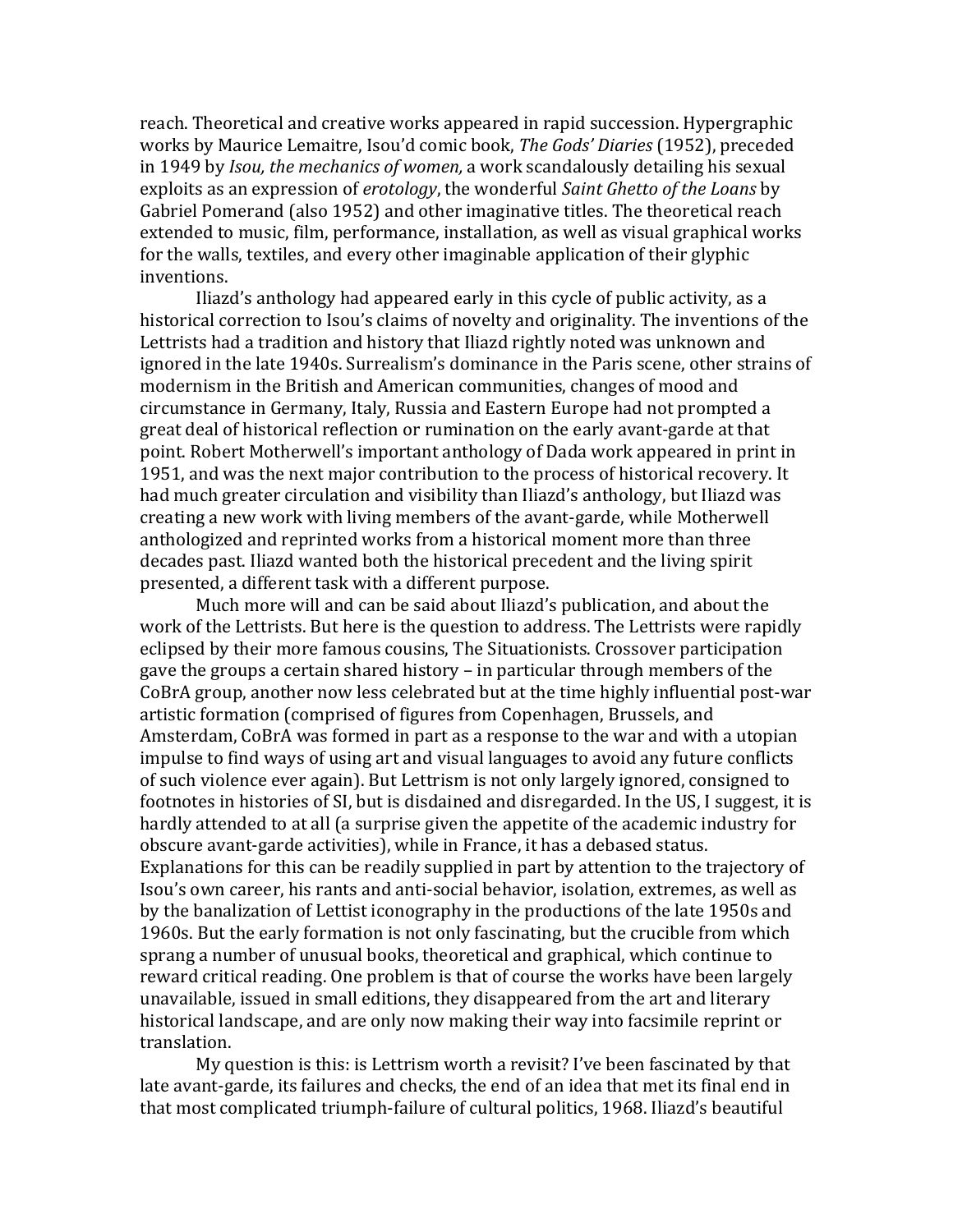reach. Theoretical and creative works appeared in rapid succession. Hypergraphic works by Maurice Lemaitre, Isou'd comic book, *The Gods' Diaries* (1952), preceded in 1949 by *Isou, the mechanics of women,* a work scandalously detailing his sexual exploits as an expression of *erotology*, the wonderful *Saint Ghetto of the Loans* by Gabriel Pomerand (also 1952) and other imaginative titles. The theoretical reach extended to music, film, performance, installation, as well as visual graphical works for the walls, textiles, and every other imaginable application of their glyphic inventions.

Iliazd's anthology had appeared early in this cycle of public activity, as a historical correction to Isou's claims of novelty and originality. The inventions of the Lettrists had a tradition and history that Iliazd rightly noted was unknown and ignored in the late 1940s. Surrealism's dominance in the Paris scene, other strains of modernism in the British and American communities, changes of mood and circumstance in Germany, Italy, Russia and Eastern Europe had not prompted a great deal of historical reflection or rumination on the early avant-garde at that point. Robert Motherwell's important anthology of Dada work appeared in print in 1951, and was the next major contribution to the process of historical recovery. It had much greater circulation and visibility than Iliazd's anthology, but Iliazd was creating a new work with living members of the avant-garde, while Motherwell anthologized and reprinted works from a historical moment more than three decades past. Iliazd wanted both the historical precedent and the living spirit presented, a different task with a different purpose.

Much more will and can be said about Iliazd's publication, and about the work of the Lettrists. But here is the question to address. The Lettrists were rapidly eclipsed by their more famous cousins, The Situationists. Crossover participation gave the groups a certain shared history – in particular through members of the CoBrA group, another now less celebrated but at the time highly influential post-war artistic formation (comprised of figures from Copenhagen, Brussels, and Amsterdam, CoBrA was formed in part as a response to the war and with a utopian impulse to find ways of using art and visual languages to avoid any future conflicts of such violence ever again). But Lettrism is not only largely ignored, consigned to footnotes in histories of SI, but is disdained and disregarded. In the US, I suggest, it is hardly attended to at all (a surprise given the appetite of the academic industry for obscure avant-garde activities), while in France, it has a debased status. Explanations for this can be readily supplied in part by attention to the trajectory of Isou's own career, his rants and anti-social behavior, isolation, extremes, as well as by the banalization of Lettist iconography in the productions of the late 1950s and 1960s. But the early formation is not only fascinating, but the crucible from which sprang a number of unusual books, theoretical and graphical, which continue to reward critical reading. One problem is that of course the works have been largely unavailable, issued in small editions, they disappeared from the art and literary historical landscape, and are only now making their way into facsimile reprint or translation.

My question is this: is Lettrism worth a revisit? I've been fascinated by that late avant-garde, its failures and checks, the end of an idea that met its final end in that most complicated triumph-failure of cultural politics, 1968. Iliazd's beautiful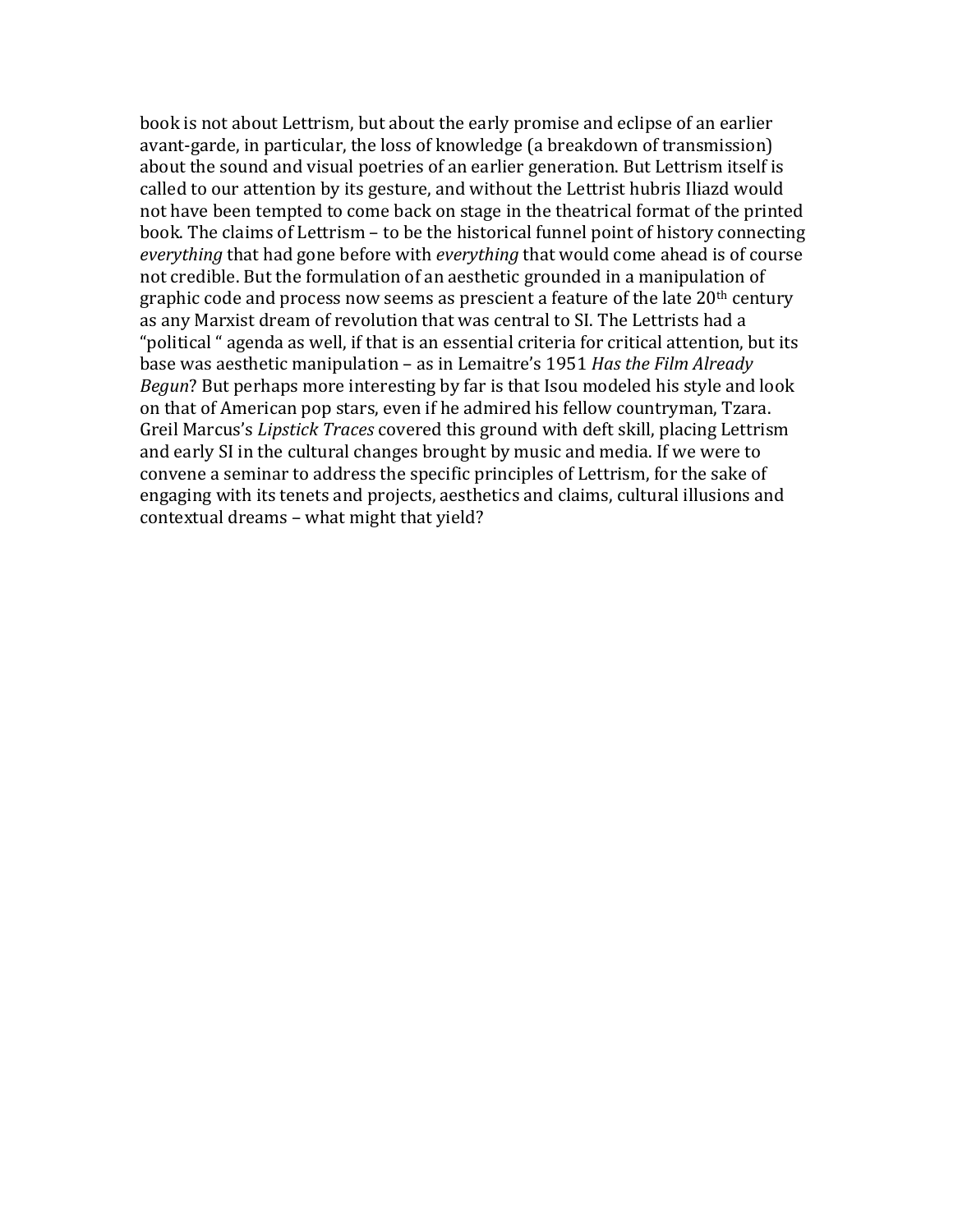book is not about Lettrism, but about the early promise and eclipse of an earlier avant-garde, in particular, the loss of knowledge (a breakdown of transmission) about the sound and visual poetries of an earlier generation. But Lettrism itself is called to our attention by its gesture, and without the Lettrist hubris Iliazd would not have been tempted to come back on stage in the theatrical format of the printed book. The claims of Lettrism – to be the historical funnel point of history connecting *everything* that had gone before with *everything* that would come ahead is of course not credible. But the formulation of an aesthetic grounded in a manipulation of graphic code and process now seems as prescient a feature of the late 20th century as any Marxist dream of revolution that was central to SI. The Lettrists had a "political " agenda as well, if that is an essential criteria for critical attention, but its base was aesthetic manipulation – as in Lemaitre's 1951 *Has the Film Already Begun*? But perhaps more interesting by far is that Isou modeled his style and look on that of American pop stars, even if he admired his fellow countryman, Tzara. Greil Marcus's *Lipstick Traces* covered this ground with deft skill, placing Lettrism and early SI in the cultural changes brought by music and media. If we were to convene a seminar to address the specific principles of Lettrism, for the sake of engaging with its tenets and projects, aesthetics and claims, cultural illusions and contextual dreams – what might that yield?